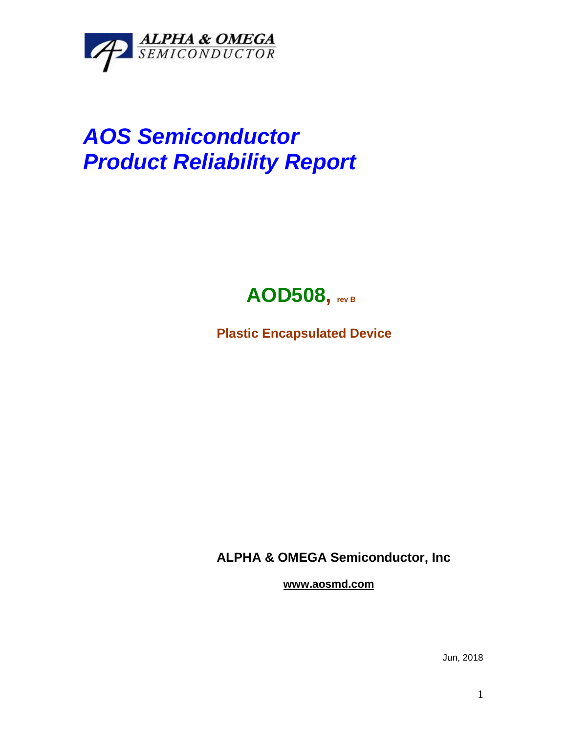ALPHA & OMEGA
SEMICONDUCTOR

# *AOS Semiconductor*
# *Product Reliability Report*

## AOD508, rev B

**Plastic Encapsulated Device**

**ALPHA & OMEGA Semiconductor, Inc**

**www.aosmd.com**

Jun, 2018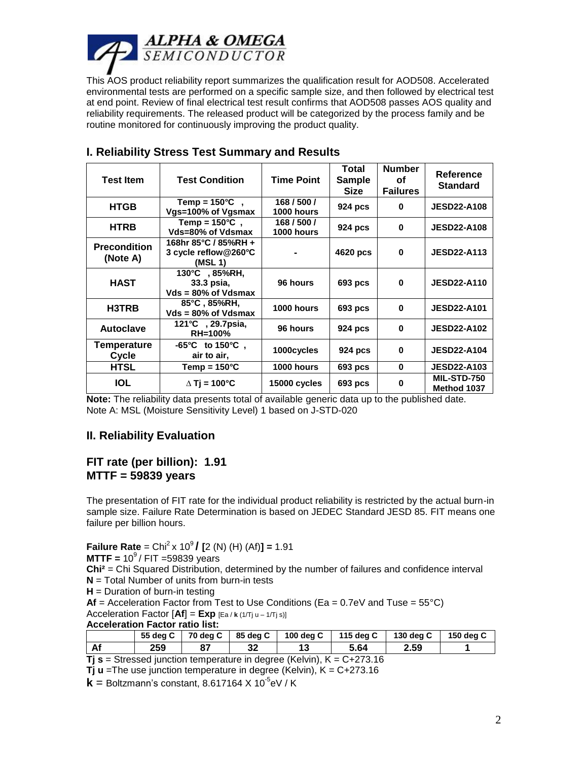This AOS product reliability report summarizes the qualification result for AOD508. Accelerated environmental tests are performed on a specific sample size, and then followed by electrical test at end point. Review of final electrical test result confirms that AOD508 passes AOS quality and reliability requirements. The released product will be categorized by the process family and be routine monitored for continuously improving the product quality.

## I. Reliability Stress Test Summary and Results

| Test Item | Test Condition | Time Point | Total Sample Size | Number of Failures | Reference Standard |
|---|---|---|---|---|---|
| HTGB | Temp = 150°C , Vgs=100% of Vgsmax | 168 / 500 / 1000 hours | 924 pcs | 0 | JESD22-A108 |
| HTRB | Temp = 150°C , Vds=80% of Vdsmax | 168 / 500 / 1000 hours | 924 pcs | 0 | JESD22-A108 |
| Precondition (Note A) | 168hr 85°C / 85%RH + 3 cycle reflow@260°C (MSL 1) | - | 4620 pcs | 0 | JESD22-A113 |
| HAST | 130°C , 85%RH, 33.3 psia, Vds = 80% of Vdsmax | 96 hours | 693 pcs | 0 | JESD22-A110 |
| H3TRB | 85°C , 85%RH, Vds = 80% of Vdsmax | 1000 hours | 693 pcs | 0 | JESD22-A101 |
| Autoclave | 121°C , 29.7psia, RH=100% | 96 hours | 924 pcs | 0 | JESD22-A102 |
| Temperature Cycle | -65°C to 150°C , air to air, | 1000cycles | 924 pcs | 0 | JESD22-A104 |
| HTSL | Temp = 150°C | 1000 hours | 693 pcs | 0 | JESD22-A103 |
| IOL | $\Delta$ Tj = 100°C | 15000 cycles | 693 pcs | 0 | MIL-STD-750 Method 1037 |

**Note:** The reliability data presents total of available generic data up to the published date.
Note A: MSL (Moisture Sensitivity Level) 1 based on J-STD-020

## II. Reliability Evaluation

### FIT rate (per billion): 1.91
### MTTF = 59839 years

The presentation of FIT rate for the individual product reliability is restricted by the actual burn-in sample size. Failure Rate Determination is based on JEDEC Standard JESD 85. FIT means one failure per billion hours.

**Failure Rate** = $Chi^2 \times 10^9$ **/ [**2 (N) (H) (Af)**] =** 1.91
**MTTF =** $10^9$ / FIT =59839 years
**Chi²** = Chi Squared Distribution, determined by the number of failures and confidence interval
**N** = Total Number of units from burn-in tests
**H** = Duration of burn-in testing
**Af** = Acceleration Factor from Test to Use Conditions (Ea = 0.7eV and Tuse = 55°C)
Acceleration Factor [**Af**] = **Exp** [Ea / **k** (1/Tj u – 1/Tj s)]
**Acceleration Factor ratio list:**

| | 55 deg C | 70 deg C | 85 deg C | 100 deg C | 115 deg C | 130 deg C | 150 deg C |
|---|---|---|---|---|---|---|---|
| Af | 259 | 87 | 32 | 13 | 5.64 | 2.59 | 1 |

**Tj s** = Stressed junction temperature in degree (Kelvin), K = C+273.16
**Tj u** =The use junction temperature in degree (Kelvin), K = C+273.16
**k** = Boltzmann's constant, $8.617164 \times 10^{-5}$eV / K